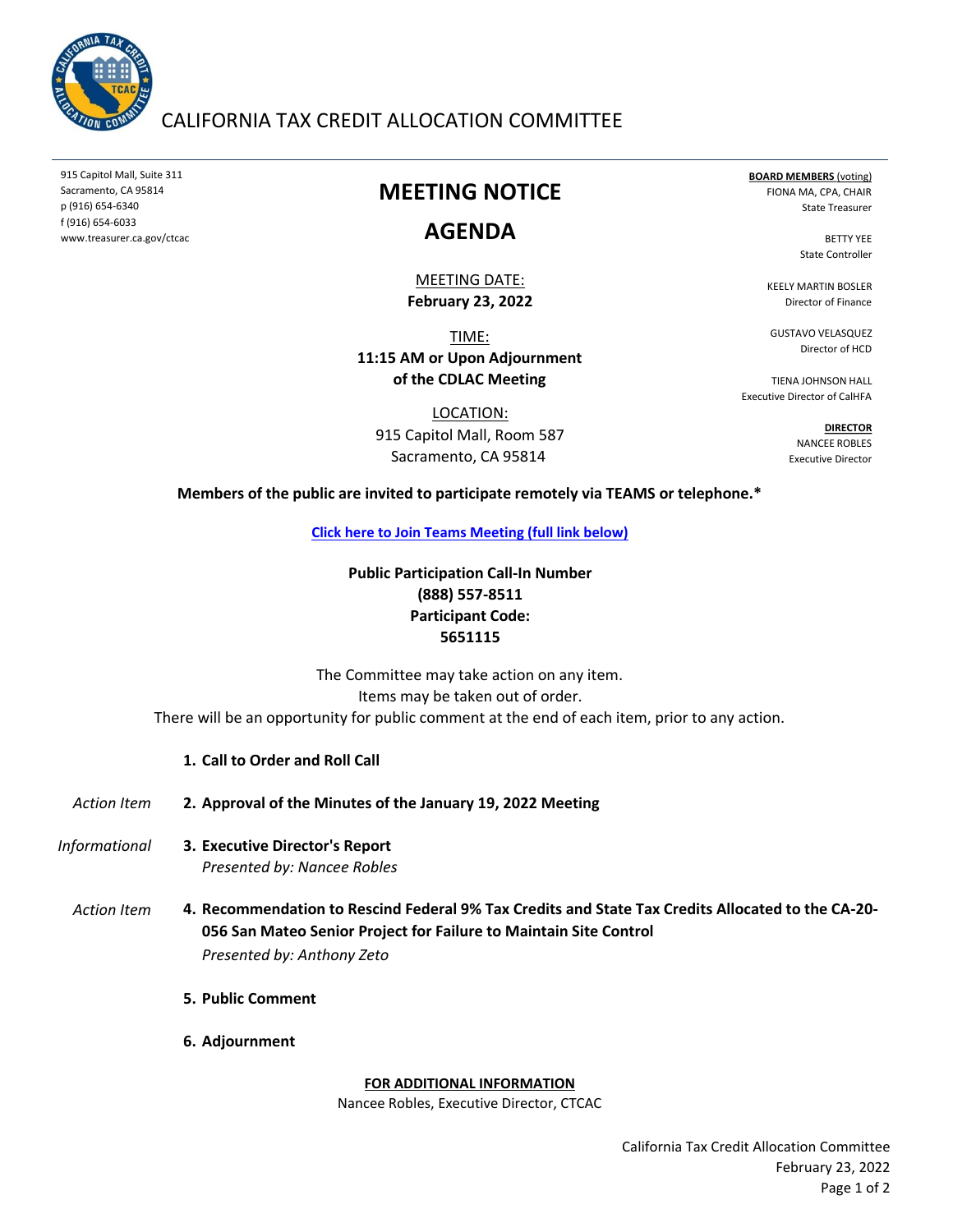# CALIFORNIA TAX CREDIT ALLOCATION COMMITTEE

915 Capitol Mall, Suite 311
Sacramento, CA 95814
p (916) 654-6340
f (916) 654-6033
www.treasurer.ca.gov/ctcac

**BOARD MEMBERS** (voting)
FIONA MA, CPA, CHAIR
State Treasurer

BETTY YEE
State Controller

KEELY MARTIN BOSLER
Director of Finance

GUSTAVO VELASQUEZ
Director of HCD

TIENA JOHNSON HALL
Executive Director of CalHFA

**DIRECTOR**
NANCEE ROBLES
Executive Director

## MEETING NOTICE

## AGENDA

MEETING DATE:
**February 23, 2022**

TIME:
**11:15 AM or Upon Adjournment of the CDLAC Meeting**

LOCATION:
915 Capitol Mall, Room 587
Sacramento, CA 95814

**Members of the public are invited to participate remotely via TEAMS or telephone.***

**Click here to Join Teams Meeting (full link below)**

**Public Participation Call-In Number**
**(888) 557-8511**
**Participant Code:**
**5651115**

The Committee may take action on any item.
Items may be taken out of order.
There will be an opportunity for public comment at the end of each item, prior to any action.

1. **Call to Order and Roll Call**

*Action Item* — 2. **Approval of the Minutes of the January 19, 2022 Meeting**

*Informational* — 3. **Executive Director's Report**
*Presented by: Nancee Robles*

*Action Item* — 4. **Recommendation to Rescind Federal 9% Tax Credits and State Tax Credits Allocated to the CA-20-056 San Mateo Senior Project for Failure to Maintain Site Control**
*Presented by: Anthony Zeto*

5. **Public Comment**

6. **Adjournment**

**FOR ADDITIONAL INFORMATION**
Nancee Robles, Executive Director, CTCAC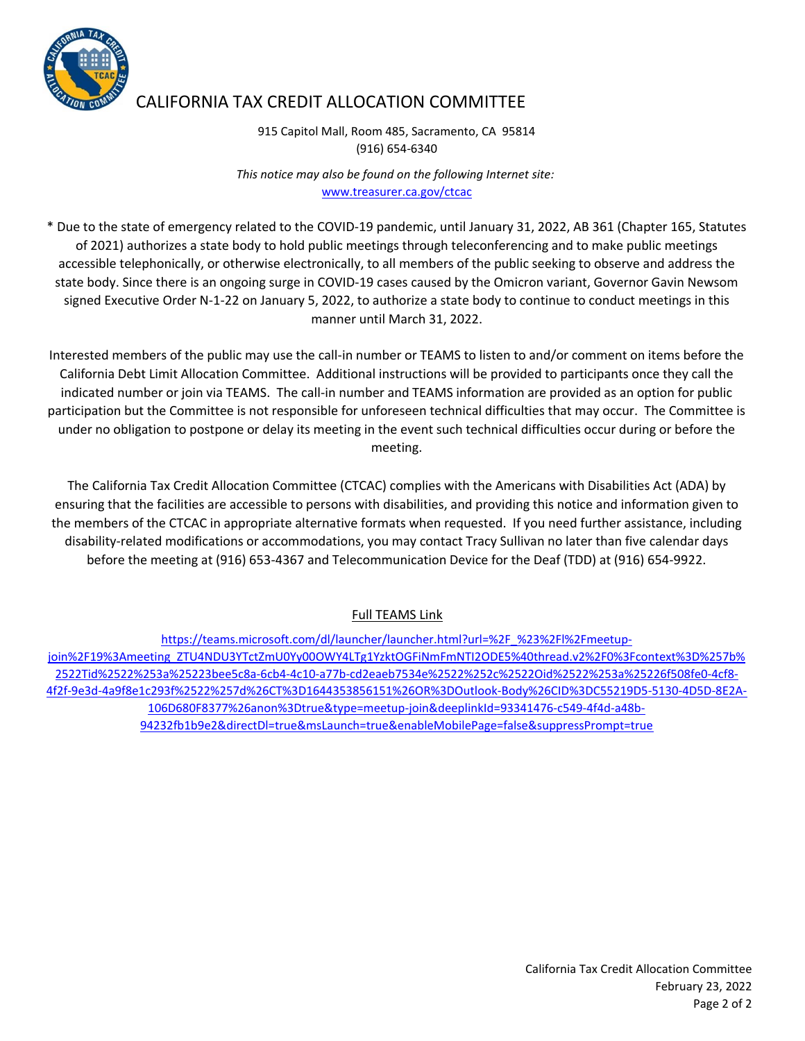# CALIFORNIA TAX CREDIT ALLOCATION COMMITTEE

915 Capitol Mall, Room 485, Sacramento, CA 95814
(916) 654-6340

*This notice may also be found on the following Internet site:*
[www.treasurer.ca.gov/ctcac](www.treasurer.ca.gov/ctcac)

* Due to the state of emergency related to the COVID-19 pandemic, until January 31, 2022, AB 361 (Chapter 165, Statutes of 2021) authorizes a state body to hold public meetings through teleconferencing and to make public meetings accessible telephonically, or otherwise electronically, to all members of the public seeking to observe and address the state body. Since there is an ongoing surge in COVID-19 cases caused by the Omicron variant, Governor Gavin Newsom signed Executive Order N-1-22 on January 5, 2022, to authorize a state body to continue to conduct meetings in this manner until March 31, 2022.

Interested members of the public may use the call-in number or TEAMS to listen to and/or comment on items before the California Debt Limit Allocation Committee. Additional instructions will be provided to participants once they call the indicated number or join via TEAMS. The call-in number and TEAMS information are provided as an option for public participation but the Committee is not responsible for unforeseen technical difficulties that may occur. The Committee is under no obligation to postpone or delay its meeting in the event such technical difficulties occur during or before the meeting.

The California Tax Credit Allocation Committee (CTCAC) complies with the Americans with Disabilities Act (ADA) by ensuring that the facilities are accessible to persons with disabilities, and providing this notice and information given to the members of the CTCAC in appropriate alternative formats when requested. If you need further assistance, including disability-related modifications or accommodations, you may contact Tracy Sullivan no later than five calendar days before the meeting at (916) 653-4367 and Telecommunication Device for the Deaf (TDD) at (916) 654-9922.

Full TEAMS Link

https://teams.microsoft.com/dl/launcher/launcher.html?url=%2F_%23%2Fl%2Fmeetup-join%2F19%3Ameeting_ZTU4NDU3YTctZmU0Yy00OWY4LTg1YzktOGFiNmFmNTI2ODE5%40thread.v2%2F0%3Fcontext%3D%257b%2522Tid%2522%253a%2522a3bee5c8a-6cb4-4c10-a77b-cd2eaeb7534e%2522%252c%2522Oid%2522%253a%25226f508fe0-4cf8-4f2f-9e3d-4a9f8e1c293f%2522%257d%26CT%3D1644353856151%26OR%3DOutlook-Body%26CID%3DC55219D5-5130-4D5D-8E2A-106D680F8377%26anon%3Dtrue&type=meetup-join&deeplinkId=93341476-c549-4f4d-a48b-94232fb1b9e2&directDl=true&msLaunch=true&enableMobilePage=false&suppressPrompt=true

California Tax Credit Allocation Committee
February 23, 2022